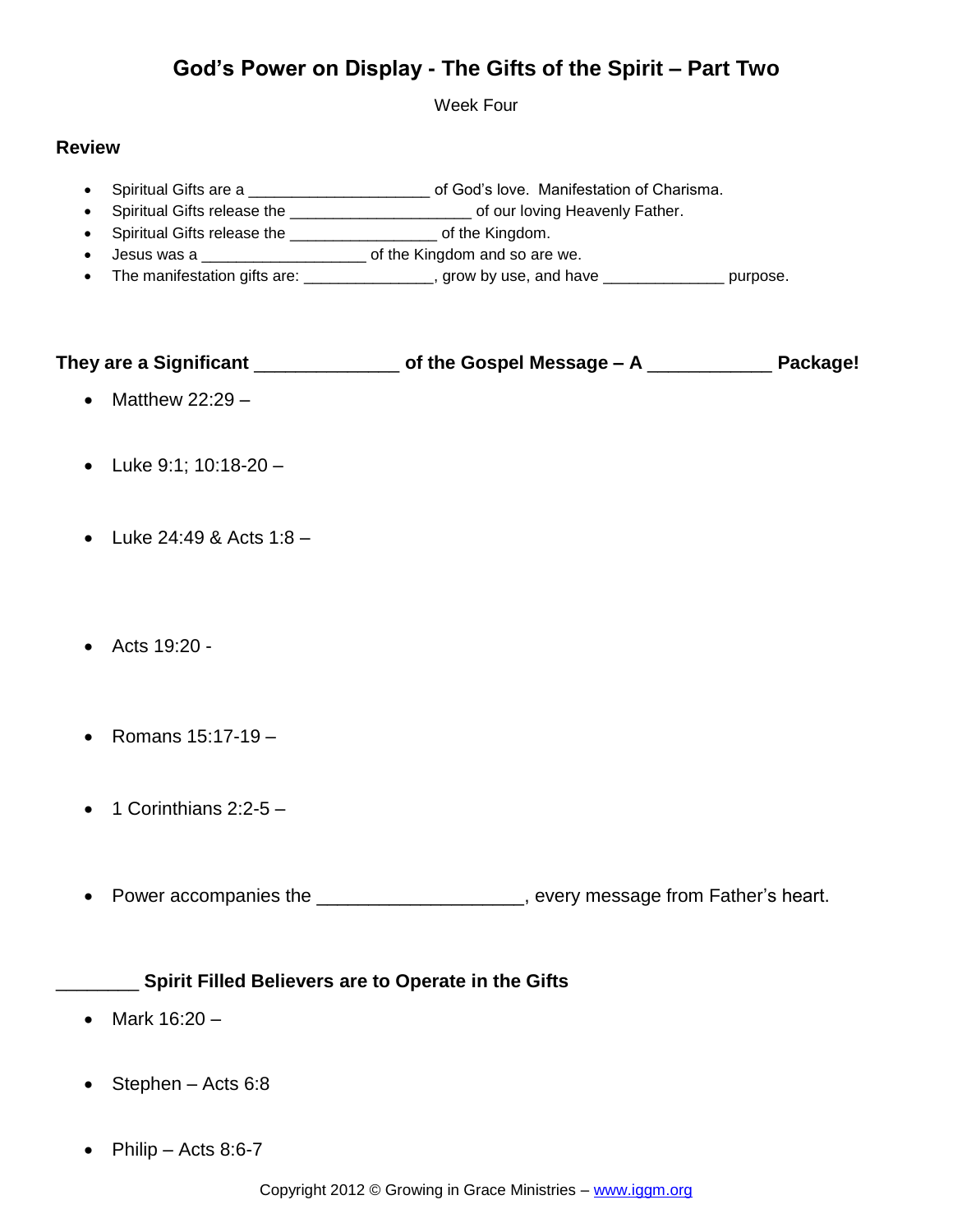# God's Power on Display - The Gifts of the Spirit – Part Two

Week Four

**Review**

- Spiritual Gifts are a ____________________ of God's love. Manifestation of Charisma.
- Spiritual Gifts release the ____________________ of our loving Heavenly Father.
- Spiritual Gifts release the ________________ of the Kingdom.
- Jesus was a _________________ of the Kingdom and so are we.
- The manifestation gifts are: ______________, grow by use, and have _____________ purpose.

**They are a Significant _____________ of the Gospel Message – A ___________ Package!**

- Matthew 22:29 –
- Luke 9:1; 10:18-20 –
- Luke 24:49 & Acts 1:8 –
- Acts 19:20 -
- Romans 15:17-19 –
- 1 Corinthians 2:2-5 –
- Power accompanies the ___________________, every message from Father's heart.

**________ Spirit Filled Believers are to Operate in the Gifts**

- Mark 16:20 –
- Stephen – Acts 6:8
- Philip – Acts 8:6-7

Copyright 2012 © Growing in Grace Ministries – www.iggm.org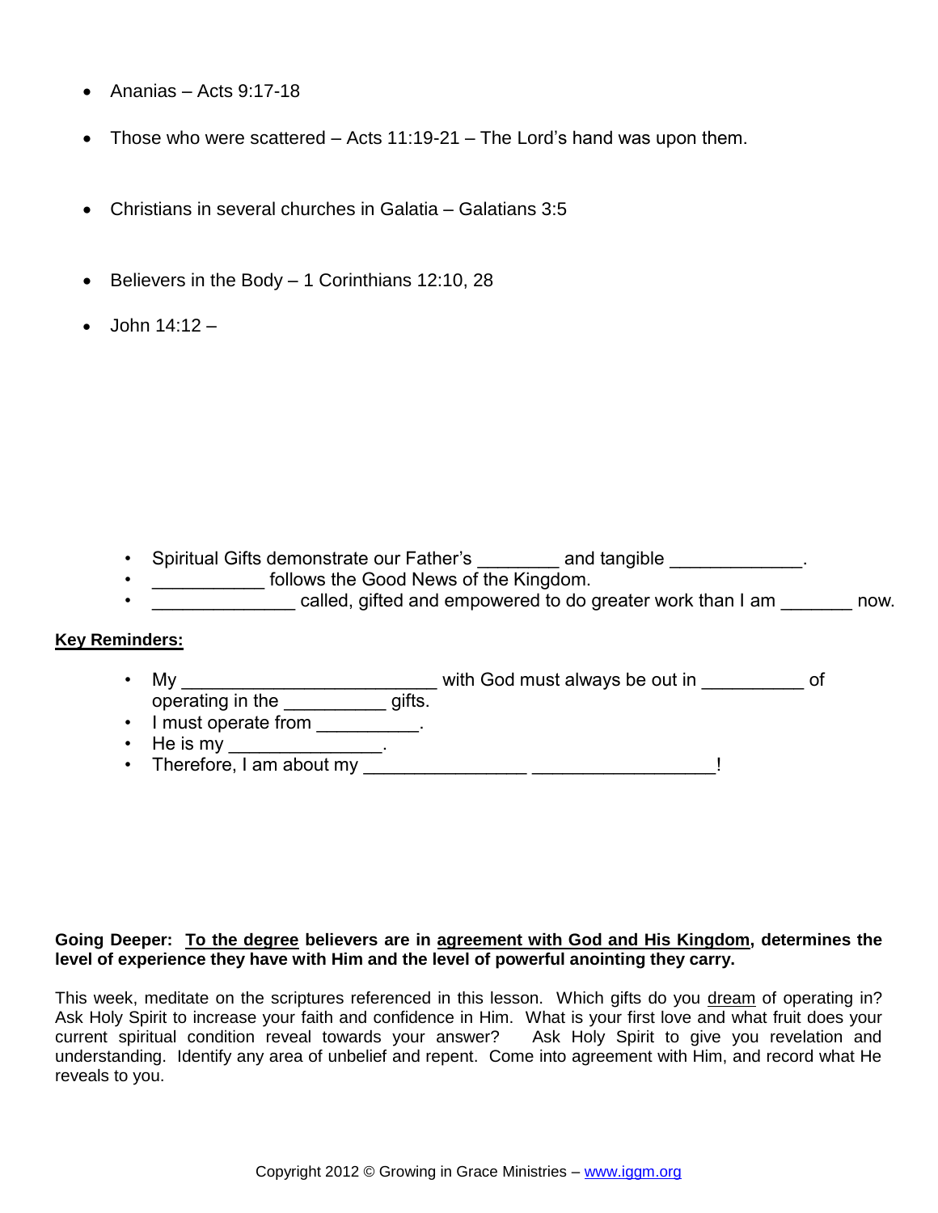- Ananias – Acts 9:17-18
- Those who were scattered – Acts 11:19-21 – The Lord's hand was upon them.
- Christians in several churches in Galatia – Galatians 3:5
- Believers in the Body – 1 Corinthians 12:10, 28
- John 14:12 –

- Spiritual Gifts demonstrate our Father's ________ and tangible _____________.
- ___________ follows the Good News of the Kingdom.
- ______________ called, gifted and empowered to do greater work than I am _______ now.

**Key Reminders:**

- My _________________________ with God must always be out in __________ of operating in the __________ gifts.
- I must operate from __________.
- He is my _______________.
- Therefore, I am about my ________________ __________________!

**Going Deeper:** **<u>To the degree</u> believers are in <u>agreement with God and His Kingdom</u>, determines the level of experience they have with Him and the level of powerful anointing they carry.**

This week, meditate on the scriptures referenced in this lesson. Which gifts do you <u>dream</u> of operating in? Ask Holy Spirit to increase your faith and confidence in Him. What is your first love and what fruit does your current spiritual condition reveal towards your answer? Ask Holy Spirit to give you revelation and understanding. Identify any area of unbelief and repent. Come into agreement with Him, and record what He reveals to you.

Copyright 2012 © Growing in Grace Ministries – www.iggm.org